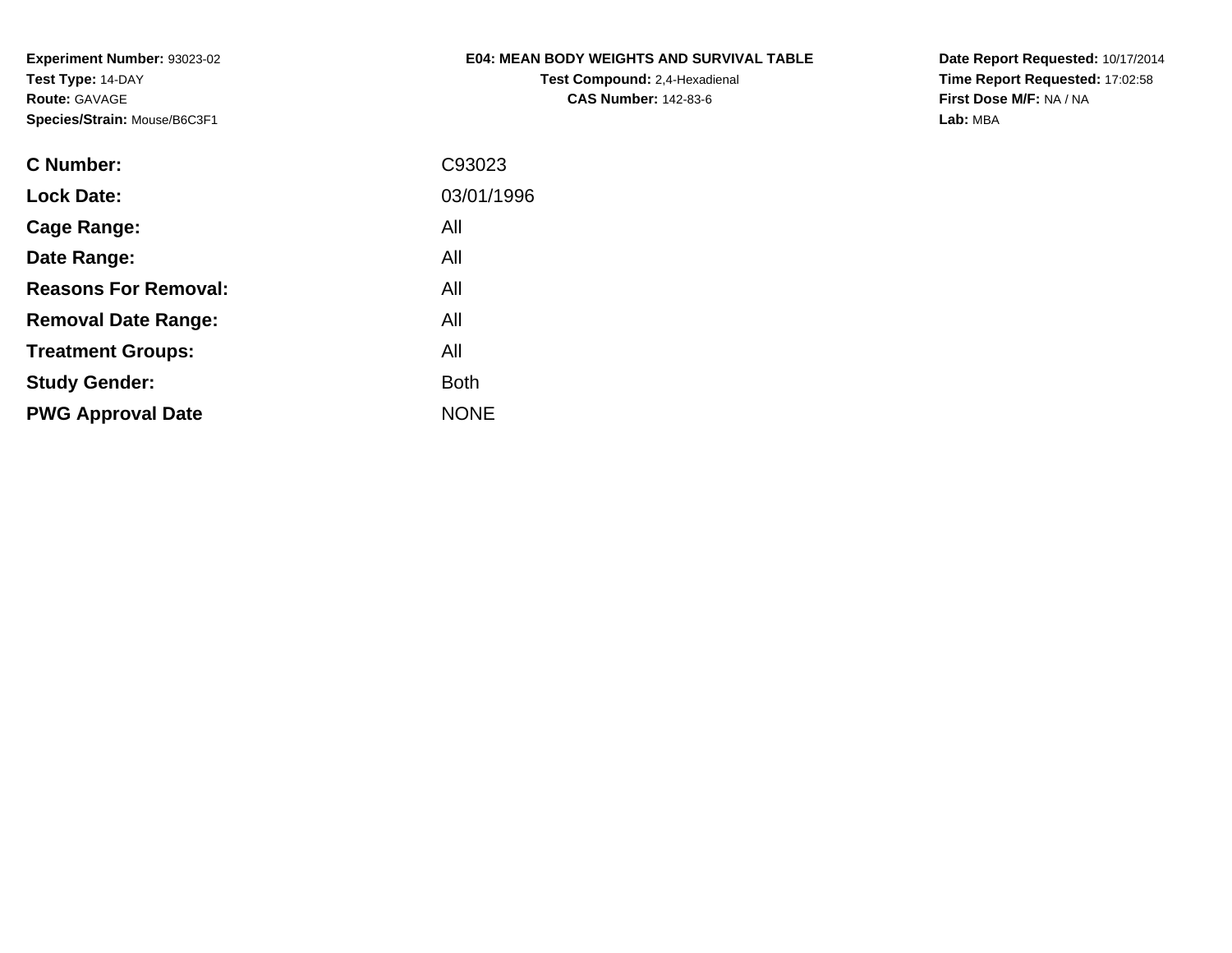**Experiment Number:** 93023-02
**Test Type:** 14-DAY
**Route:** GAVAGE
**Species/Strain:** Mouse/B6C3F1

**E04: MEAN BODY WEIGHTS AND SURVIVAL TABLE**
**Test Compound:** 2,4-Hexadienal
**CAS Number:** 142-83-6

**Date Report Requested:** 10/17/2014
**Time Report Requested:** 17:02:58
**First Dose M/F:** NA / NA
**Lab:** MBA

| | |
|---|---|
| **C Number:** | C93023 |
| **Lock Date:** | 03/01/1996 |
| **Cage Range:** | All |
| **Date Range:** | All |
| **Reasons For Removal:** | All |
| **Removal Date Range:** | All |
| **Treatment Groups:** | All |
| **Study Gender:** | Both |
| **PWG Approval Date** | NONE |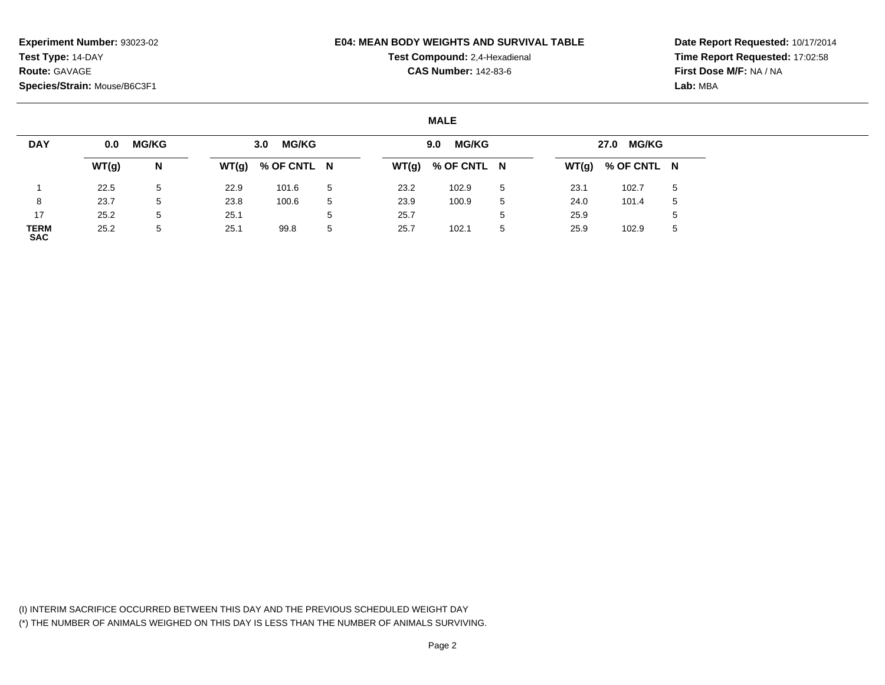**Experiment Number:** 93023-02
**Test Type:** 14-DAY
**Route:** GAVAGE
**Species/Strain:** Mouse/B6C3F1

**E04: MEAN BODY WEIGHTS AND SURVIVAL TABLE**
**Test Compound:** 2,4-Hexadienal
**CAS Number:** 142-83-6

**Date Report Requested:** 10/17/2014
**Time Report Requested:** 17:02:58
**First Dose M/F:** NA / NA
**Lab:** MBA

**MALE**

| DAY | 0.0 MG/KG | | 3.0 MG/KG | | | 9.0 MG/KG | | | 27.0 MG/KG | | |
|---|---|---|---|---|---|---|---|---|---|---|---|
| | WT(g) | N | WT(g) | % OF CNTL | N | WT(g) | % OF CNTL | N | WT(g) | % OF CNTL | N |
| 1 | 22.5 | 5 | 22.9 | 101.6 | 5 | 23.2 | 102.9 | 5 | 23.1 | 102.7 | 5 |
| 8 | 23.7 | 5 | 23.8 | 100.6 | 5 | 23.9 | 100.9 | 5 | 24.0 | 101.4 | 5 |
| 17 | 25.2 | 5 | 25.1 | | 5 | 25.7 | | 5 | 25.9 | | 5 |
| TERM SAC | 25.2 | 5 | 25.1 | 99.8 | 5 | 25.7 | 102.1 | 5 | 25.9 | 102.9 | 5 |

(I) INTERIM SACRIFICE OCCURRED BETWEEN THIS DAY AND THE PREVIOUS SCHEDULED WEIGHT DAY
(*) THE NUMBER OF ANIMALS WEIGHED ON THIS DAY IS LESS THAN THE NUMBER OF ANIMALS SURVIVING.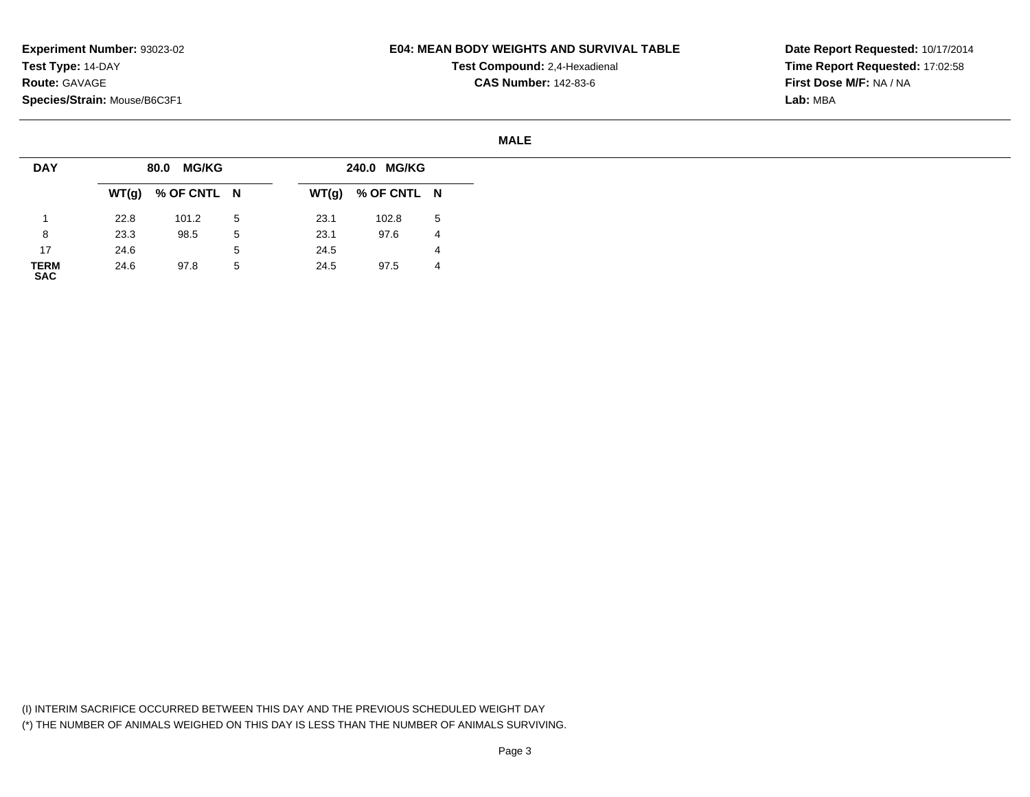**Experiment Number:** 93023-02
**Test Type:** 14-DAY
**Route:** GAVAGE
**Species/Strain:** Mouse/B6C3F1

**E04: MEAN BODY WEIGHTS AND SURVIVAL TABLE**
**Test Compound:** 2,4-Hexadienal
**CAS Number:** 142-83-6

**Date Report Requested:** 10/17/2014
**Time Report Requested:** 17:02:58
**First Dose M/F:** NA / NA
**Lab:** MBA

**MALE**

| DAY | 80.0 MG/KG | | | 240.0 MG/KG | | |
|---|---|---|---|---|---|---|
| | WT(g) | % OF CNTL | N | WT(g) | % OF CNTL | N |
| 1 | 22.8 | 101.2 | 5 | 23.1 | 102.8 | 5 |
| 8 | 23.3 | 98.5 | 5 | 23.1 | 97.6 | 4 |
| 17 | 24.6 | | 5 | 24.5 | | 4 |
| TERM SAC | 24.6 | 97.8 | 5 | 24.5 | 97.5 | 4 |

(I) INTERIM SACRIFICE OCCURRED BETWEEN THIS DAY AND THE PREVIOUS SCHEDULED WEIGHT DAY
(*) THE NUMBER OF ANIMALS WEIGHED ON THIS DAY IS LESS THAN THE NUMBER OF ANIMALS SURVIVING.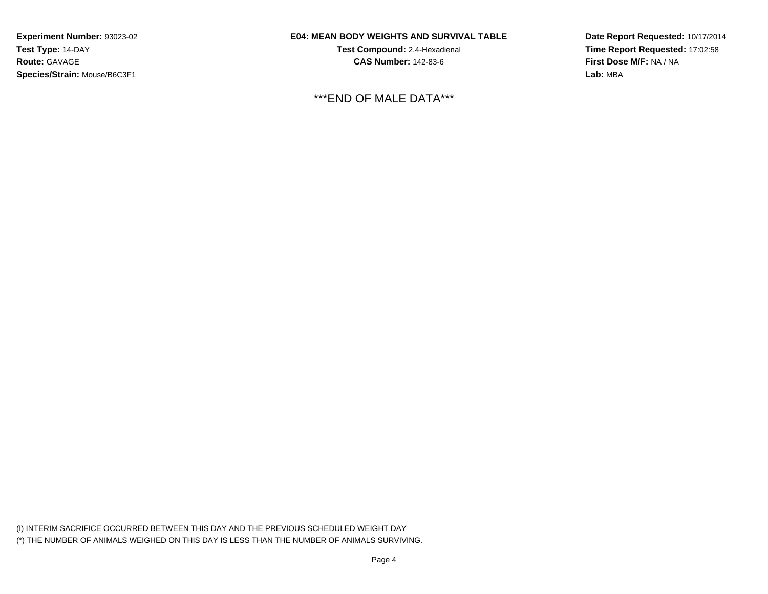**Experiment Number:** 93023-02
**Test Type:** 14-DAY
**Route:** GAVAGE
**Species/Strain:** Mouse/B6C3F1

**E04: MEAN BODY WEIGHTS AND SURVIVAL TABLE**
**Test Compound:** 2,4-Hexadienal
**CAS Number:** 142-83-6

**Date Report Requested:** 10/17/2014
**Time Report Requested:** 17:02:58
**First Dose M/F:** NA / NA
**Lab:** MBA

***END OF MALE DATA***

(I) INTERIM SACRIFICE OCCURRED BETWEEN THIS DAY AND THE PREVIOUS SCHEDULED WEIGHT DAY
(*) THE NUMBER OF ANIMALS WEIGHED ON THIS DAY IS LESS THAN THE NUMBER OF ANIMALS SURVIVING.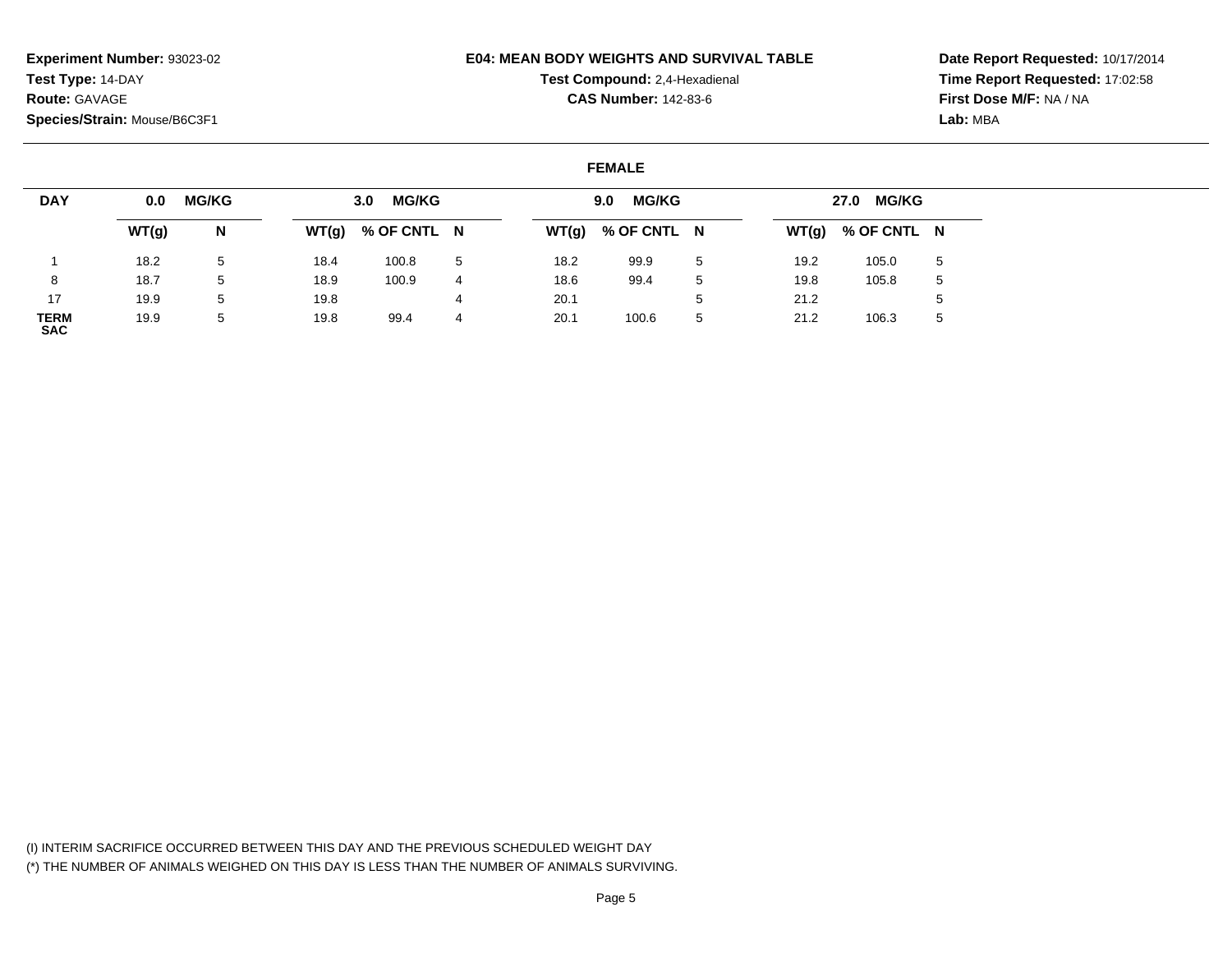**Experiment Number:** 93023-02
**Test Type:** 14-DAY
**Route:** GAVAGE
**Species/Strain:** Mouse/B6C3F1

**E04: MEAN BODY WEIGHTS AND SURVIVAL TABLE**
**Test Compound:** 2,4-Hexadienal
**CAS Number:** 142-83-6

**Date Report Requested:** 10/17/2014
**Time Report Requested:** 17:02:58
**First Dose M/F:** NA / NA
**Lab:** MBA

**FEMALE**

| DAY | 0.0 MG/KG | | 3.0 MG/KG | | | 9.0 MG/KG | | | 27.0 MG/KG | | |
|---|---|---|---|---|---|---|---|---|---|---|---|
| | WT(g) | N | WT(g) | % OF CNTL | N | WT(g) | % OF CNTL | N | WT(g) | % OF CNTL | N |
| 1 | 18.2 | 5 | 18.4 | 100.8 | 5 | 18.2 | 99.9 | 5 | 19.2 | 105.0 | 5 |
| 8 | 18.7 | 5 | 18.9 | 100.9 | 4 | 18.6 | 99.4 | 5 | 19.8 | 105.8 | 5 |
| 17 | 19.9 | 5 | 19.8 | | 4 | 20.1 | | 5 | 21.2 | | 5 |
| TERM SAC | 19.9 | 5 | 19.8 | 99.4 | 4 | 20.1 | 100.6 | 5 | 21.2 | 106.3 | 5 |

(I) INTERIM SACRIFICE OCCURRED BETWEEN THIS DAY AND THE PREVIOUS SCHEDULED WEIGHT DAY
(*) THE NUMBER OF ANIMALS WEIGHED ON THIS DAY IS LESS THAN THE NUMBER OF ANIMALS SURVIVING.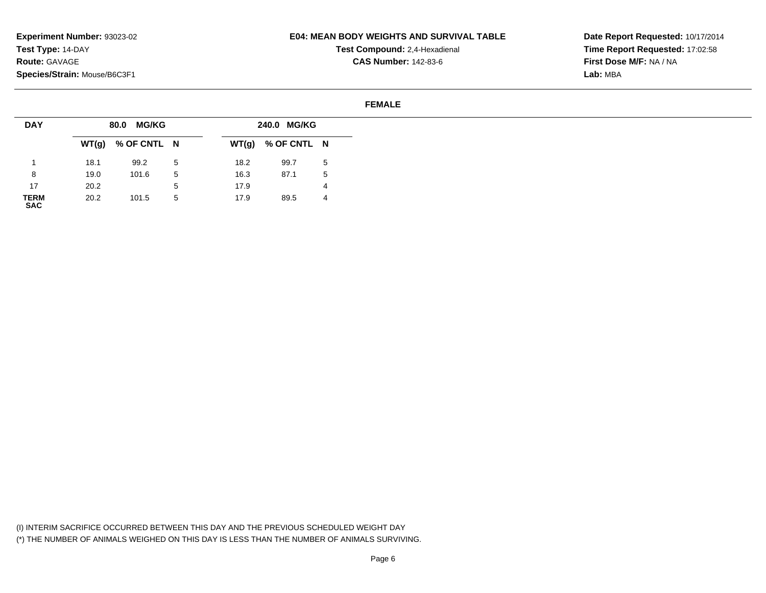**Experiment Number:** 93023-02
**Test Type:** 14-DAY
**Route:** GAVAGE
**Species/Strain:** Mouse/B6C3F1

**E04: MEAN BODY WEIGHTS AND SURVIVAL TABLE**
**Test Compound:** 2,4-Hexadienal
**CAS Number:** 142-83-6

**Date Report Requested:** 10/17/2014
**Time Report Requested:** 17:02:58
**First Dose M/F:** NA / NA
**Lab:** MBA

**FEMALE**

| DAY | 80.0 MG/KG | | | 240.0 MG/KG | | |
|---|---|---|---|---|---|---|
| | WT(g) | % OF CNTL | N | WT(g) | % OF CNTL | N |
| 1 | 18.1 | 99.2 | 5 | 18.2 | 99.7 | 5 |
| 8 | 19.0 | 101.6 | 5 | 16.3 | 87.1 | 5 |
| 17 | 20.2 | | 5 | 17.9 | | 4 |
| TERM SAC | 20.2 | 101.5 | 5 | 17.9 | 89.5 | 4 |

(I) INTERIM SACRIFICE OCCURRED BETWEEN THIS DAY AND THE PREVIOUS SCHEDULED WEIGHT DAY
(*) THE NUMBER OF ANIMALS WEIGHED ON THIS DAY IS LESS THAN THE NUMBER OF ANIMALS SURVIVING.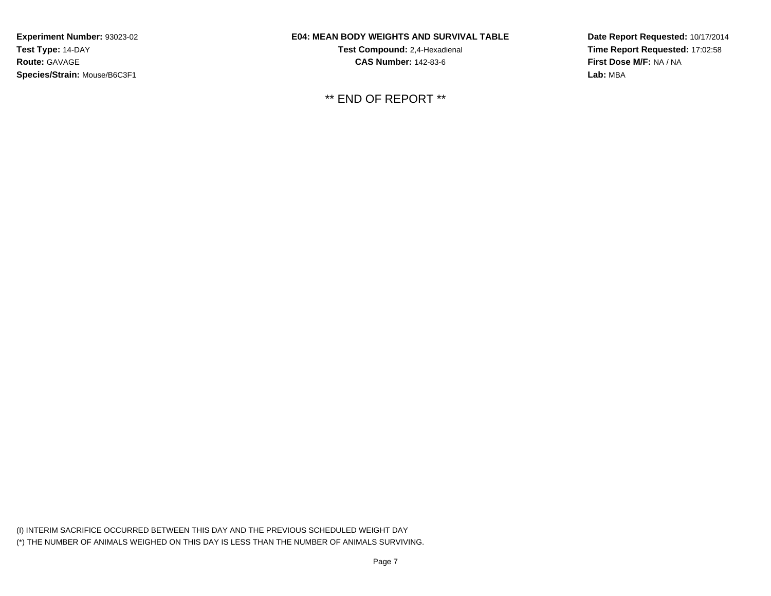**Experiment Number:** 93023-02
**Test Type:** 14-DAY
**Route:** GAVAGE
**Species/Strain:** Mouse/B6C3F1

**E04: MEAN BODY WEIGHTS AND SURVIVAL TABLE**
**Test Compound:** 2,4-Hexadienal
**CAS Number:** 142-83-6

**Date Report Requested:** 10/17/2014
**Time Report Requested:** 17:02:58
**First Dose M/F:** NA / NA
**Lab:** MBA

** END OF REPORT **

(I) INTERIM SACRIFICE OCCURRED BETWEEN THIS DAY AND THE PREVIOUS SCHEDULED WEIGHT DAY
(*) THE NUMBER OF ANIMALS WEIGHED ON THIS DAY IS LESS THAN THE NUMBER OF ANIMALS SURVIVING.